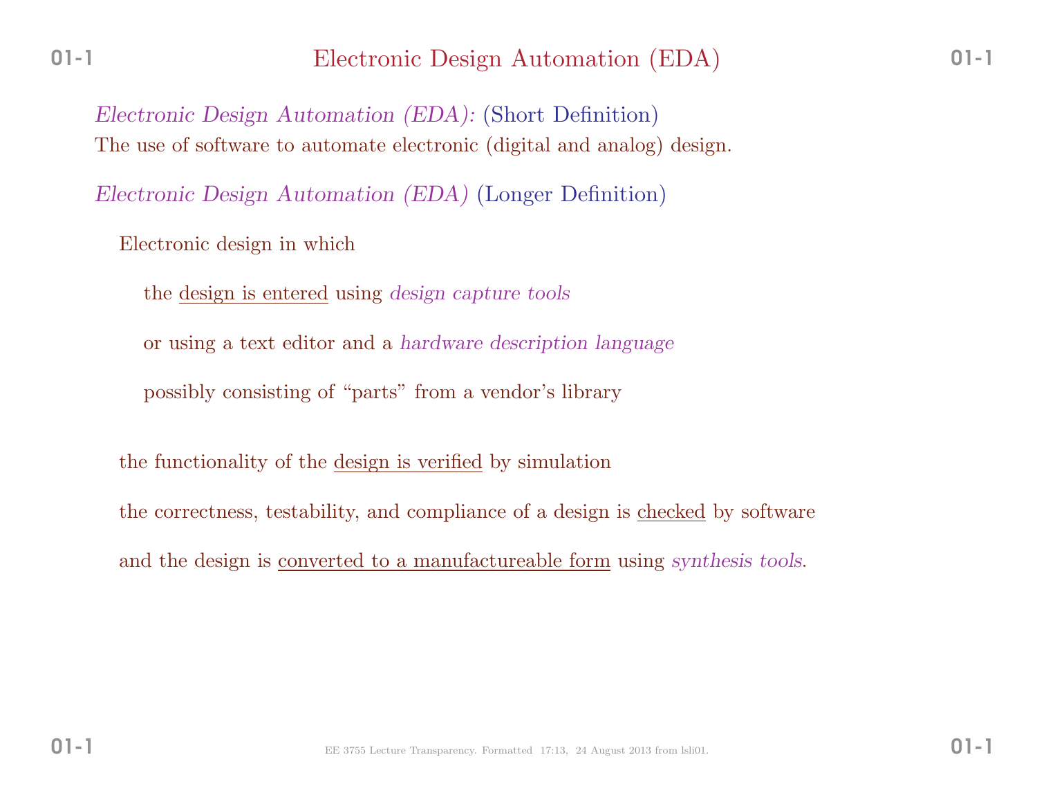# Electronic Design Automation (EDA)

*Electronic Design Automation (EDA):* (Short Definition)
The use of software to automate electronic (digital and analog) design.

*Electronic Design Automation (EDA)* (Longer Definition)

Electronic design in which

the design is entered using *design capture tools*

or using a text editor and a *hardware description language*

possibly consisting of "parts" from a vendor's library

the functionality of the design is verified by simulation

the correctness, testability, and compliance of a design is checked by software

and the design is converted to a manufactureable form using *synthesis tools*.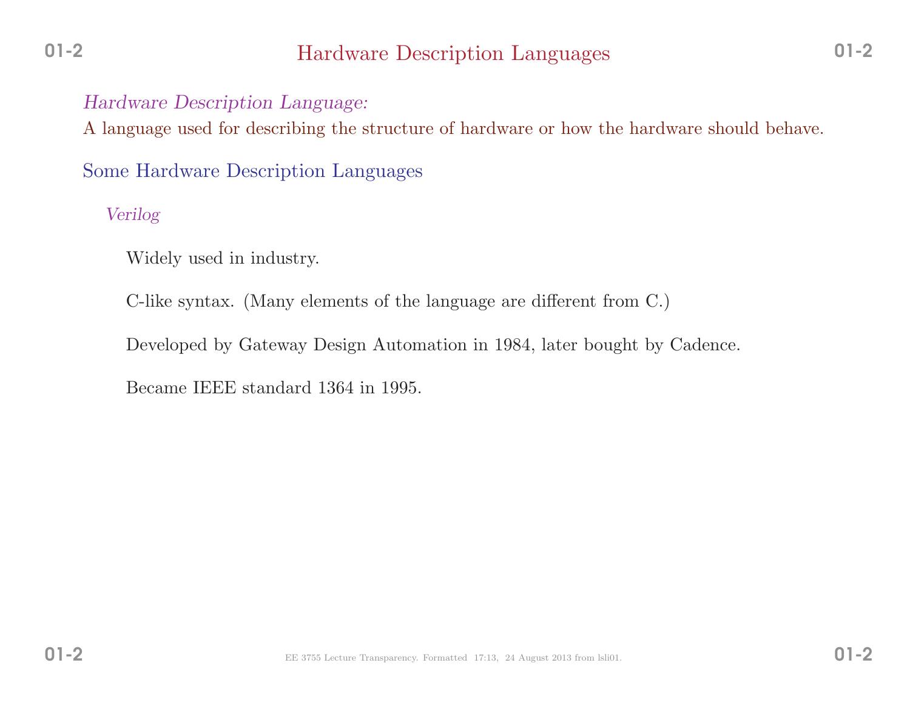# Hardware Description Languages

*Hardware Description Language:*
A language used for describing the structure of hardware or how the hardware should behave.

## Some Hardware Description Languages

### *Verilog*

Widely used in industry.

C-like syntax. (Many elements of the language are different from C.)

Developed by Gateway Design Automation in 1984, later bought by Cadence.

Became IEEE standard 1364 in 1995.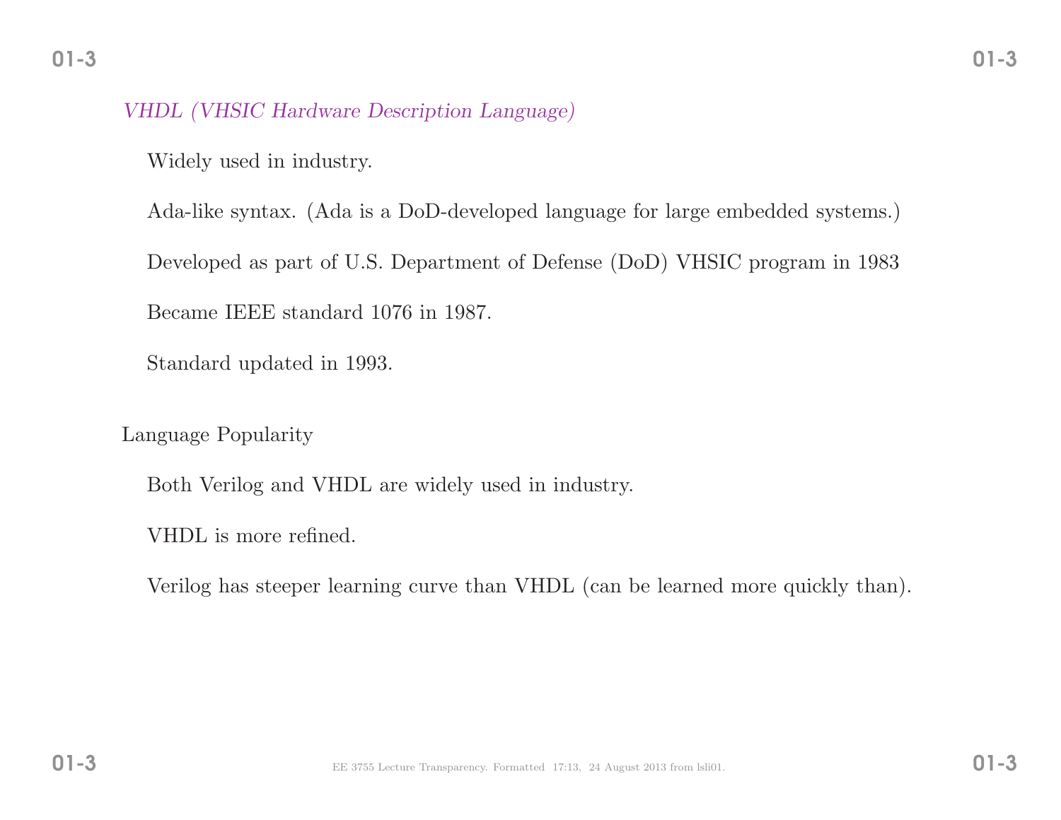*VHDL (VHSIC Hardware Description Language)*

Widely used in industry.

Ada-like syntax. (Ada is a DoD-developed language for large embedded systems.)

Developed as part of U.S. Department of Defense (DoD) VHSIC program in 1983

Became IEEE standard 1076 in 1987.

Standard updated in 1993.

Language Popularity

Both Verilog and VHDL are widely used in industry.

VHDL is more refined.

Verilog has steeper learning curve than VHDL (can be learned more quickly than).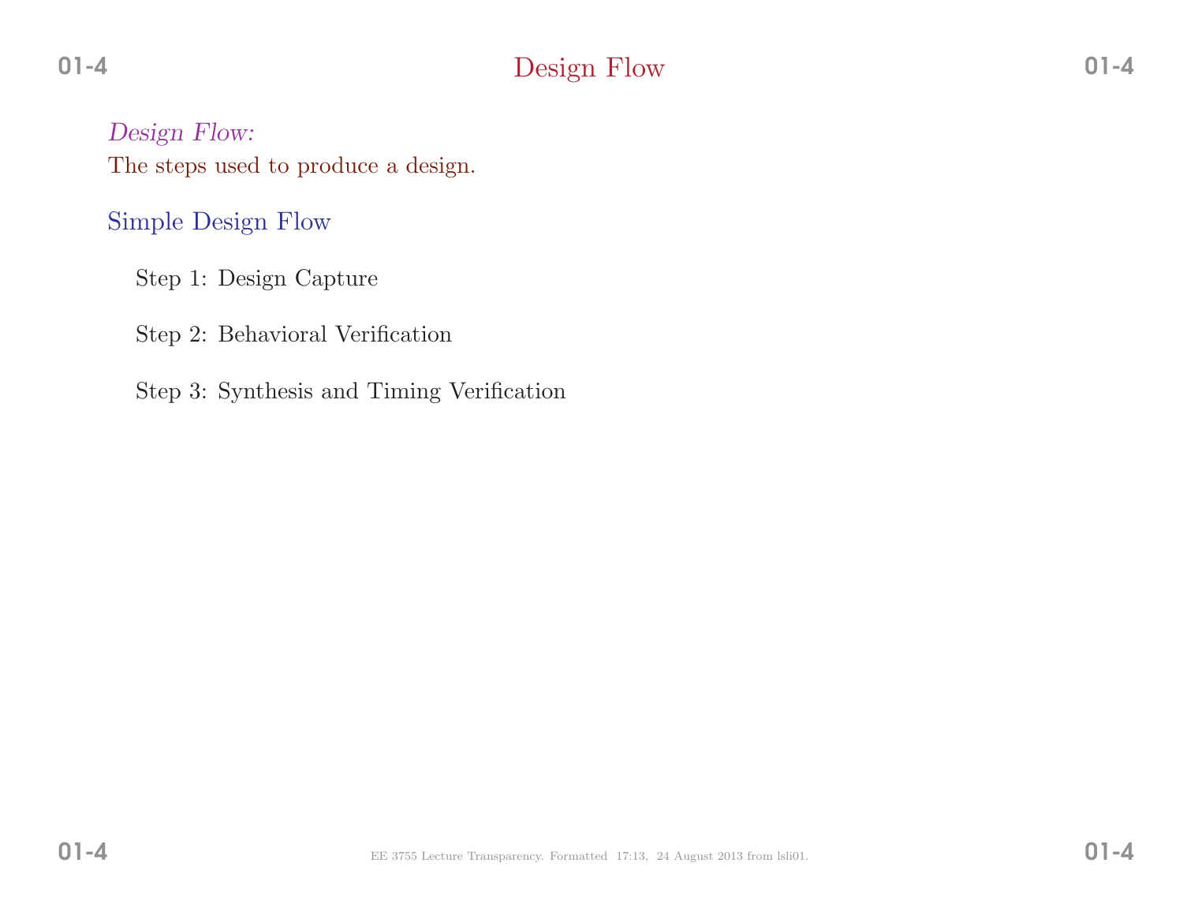# Design Flow

*Design Flow:*
The steps used to produce a design.

## Simple Design Flow

Step 1: Design Capture

Step 2: Behavioral Verification

Step 3: Synthesis and Timing Verification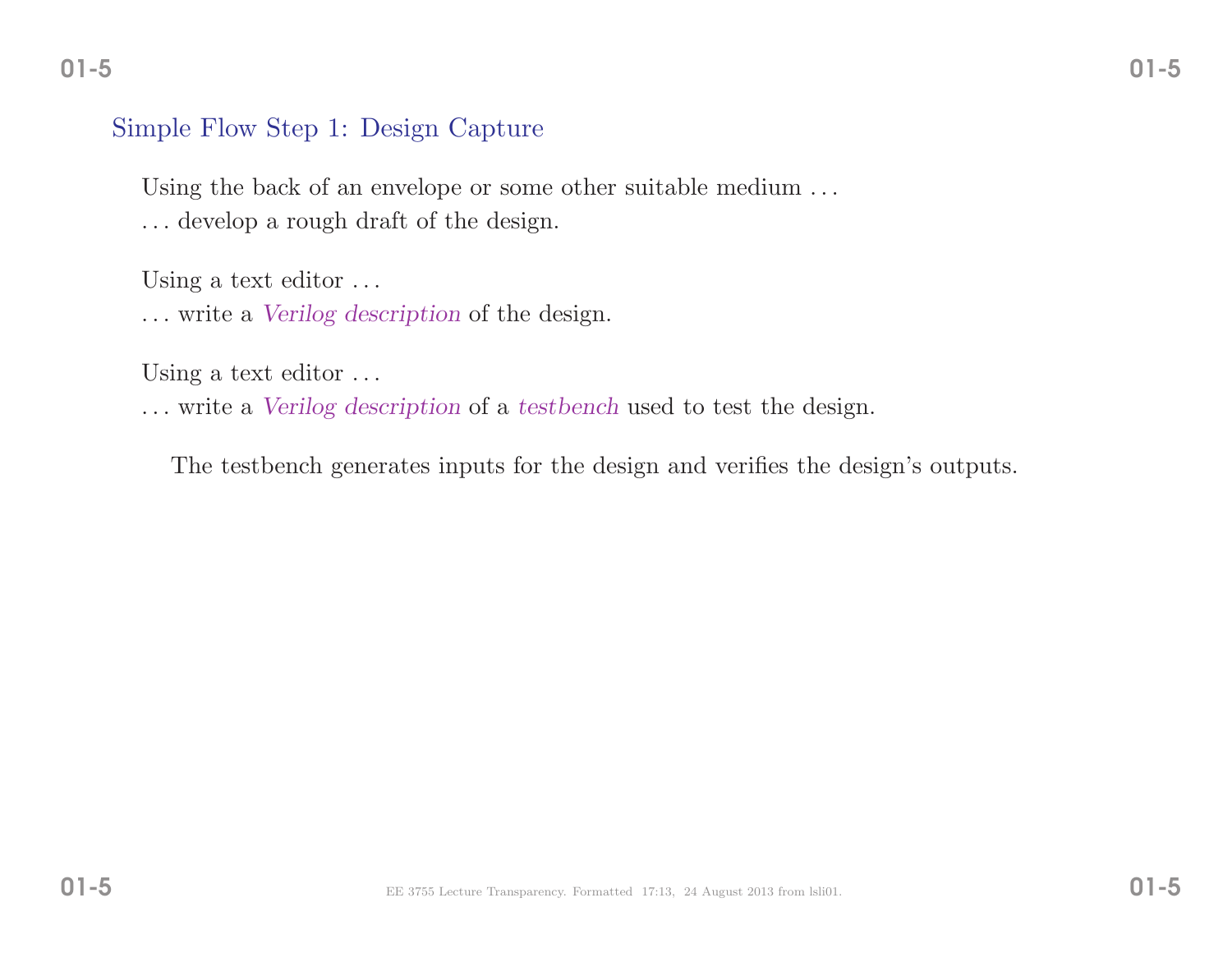## Simple Flow Step 1: Design Capture

Using the back of an envelope or some other suitable medium . . .
. . . develop a rough draft of the design.

Using a text editor . . .
. . . write a *Verilog description* of the design.

Using a text editor . . .
. . . write a *Verilog description* of a *testbench* used to test the design.

The testbench generates inputs for the design and verifies the design's outputs.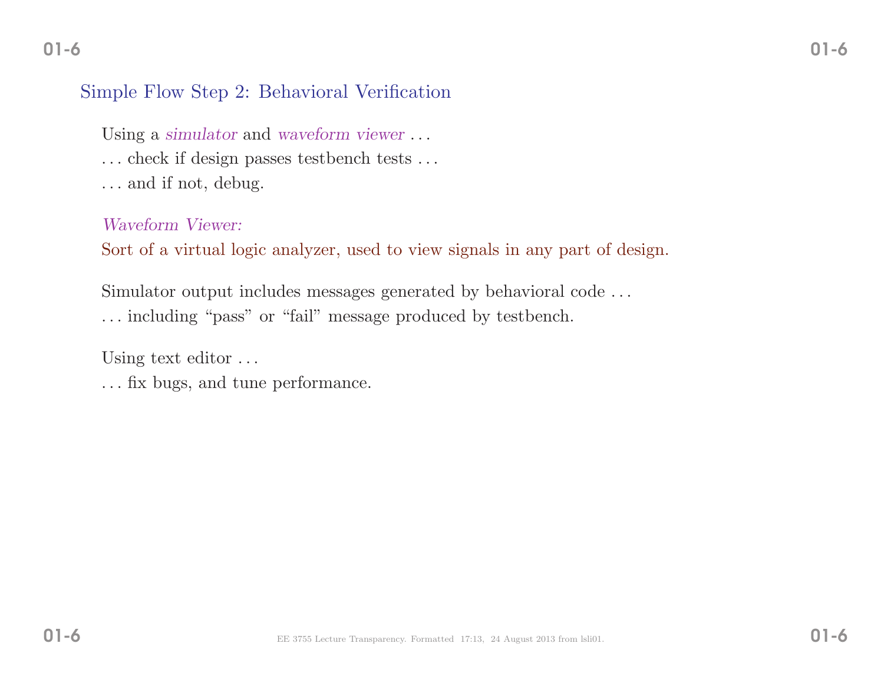## Simple Flow Step 2: Behavioral Verification

Using a *simulator* and *waveform viewer* ...

... check if design passes testbench tests ...

... and if not, debug.

*Waveform Viewer:*

Sort of a virtual logic analyzer, used to view signals in any part of design.

Simulator output includes messages generated by behavioral code ...

... including "pass" or "fail" message produced by testbench.

Using text editor ...

... fix bugs, and tune performance.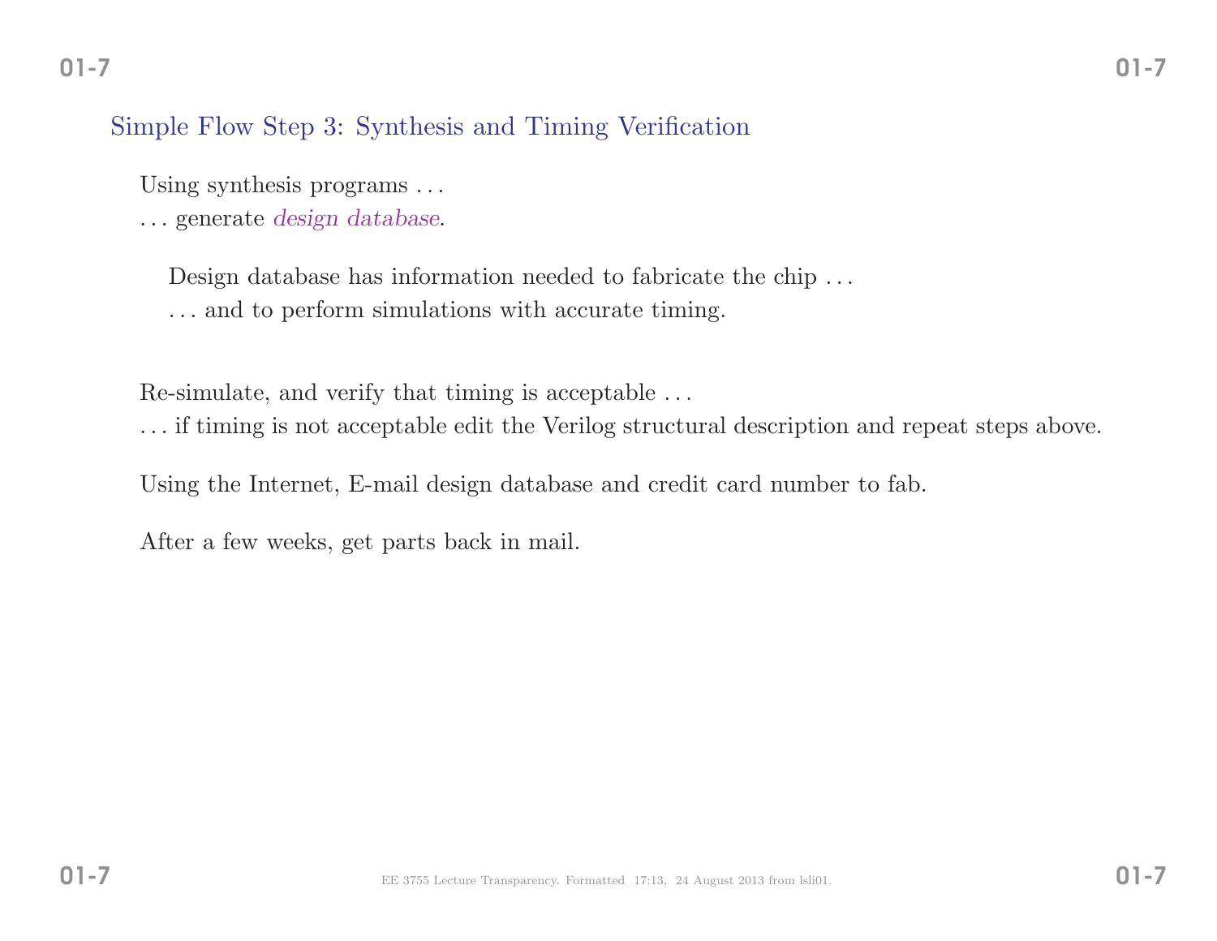## Simple Flow Step 3: Synthesis and Timing Verification

Using synthesis programs . . .
. . . generate *design database*.

Design database has information needed to fabricate the chip . . .
. . . and to perform simulations with accurate timing.

Re-simulate, and verify that timing is acceptable . . .
. . . if timing is not acceptable edit the Verilog structural description and repeat steps above.

Using the Internet, E-mail design database and credit card number to fab.

After a few weeks, get parts back in mail.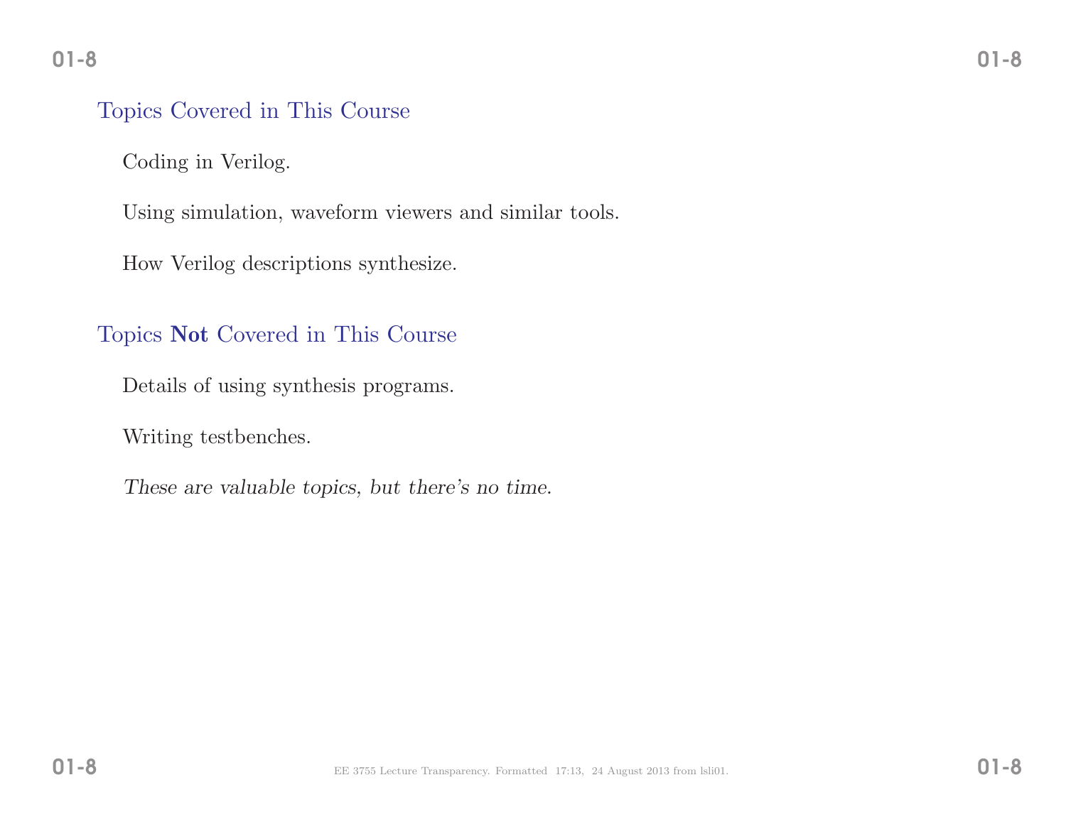## Topics Covered in This Course

Coding in Verilog.

Using simulation, waveform viewers and similar tools.

How Verilog descriptions synthesize.

## Topics **Not** Covered in This Course

Details of using synthesis programs.

Writing testbenches.

*These are valuable topics, but there's no time.*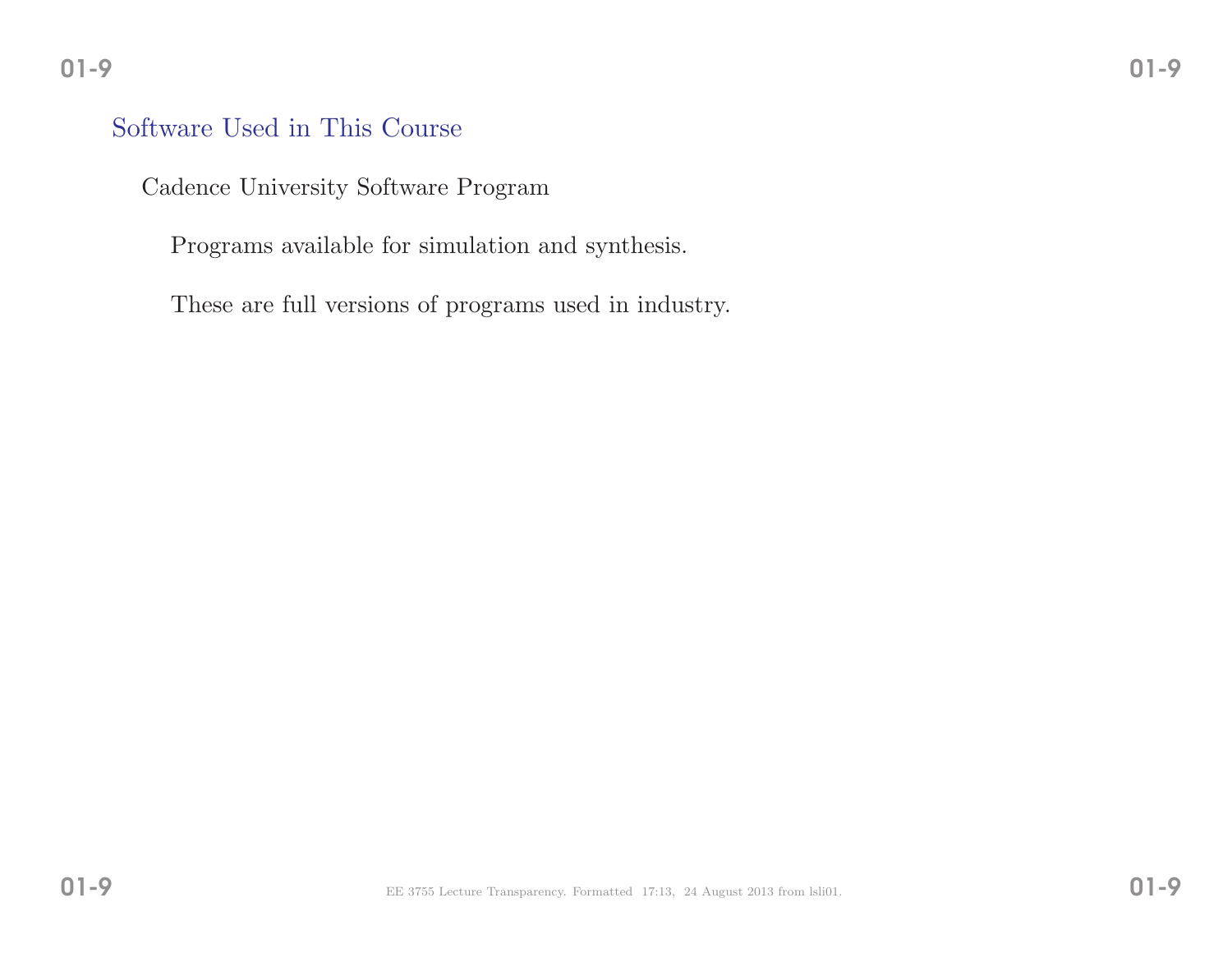## Software Used in This Course

Cadence University Software Program

Programs available for simulation and synthesis.

These are full versions of programs used in industry.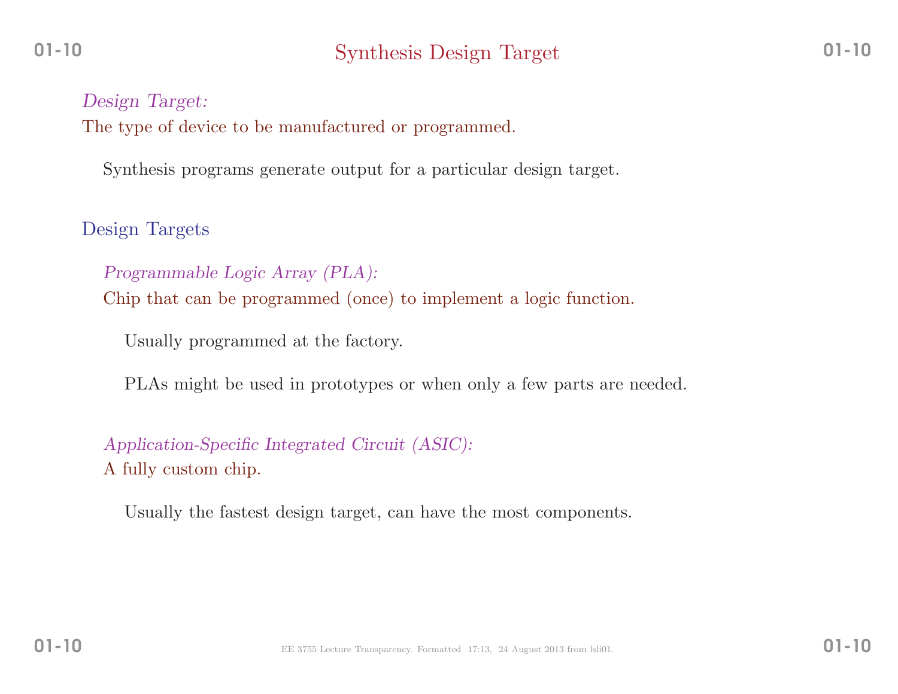# Synthesis Design Target

*Design Target:*
The type of device to be manufactured or programmed.

Synthesis programs generate output for a particular design target.

## Design Targets

*Programmable Logic Array (PLA):*
Chip that can be programmed (once) to implement a logic function.

Usually programmed at the factory.

PLAs might be used in prototypes or when only a few parts are needed.

*Application-Specific Integrated Circuit (ASIC):*
A fully custom chip.

Usually the fastest design target, can have the most components.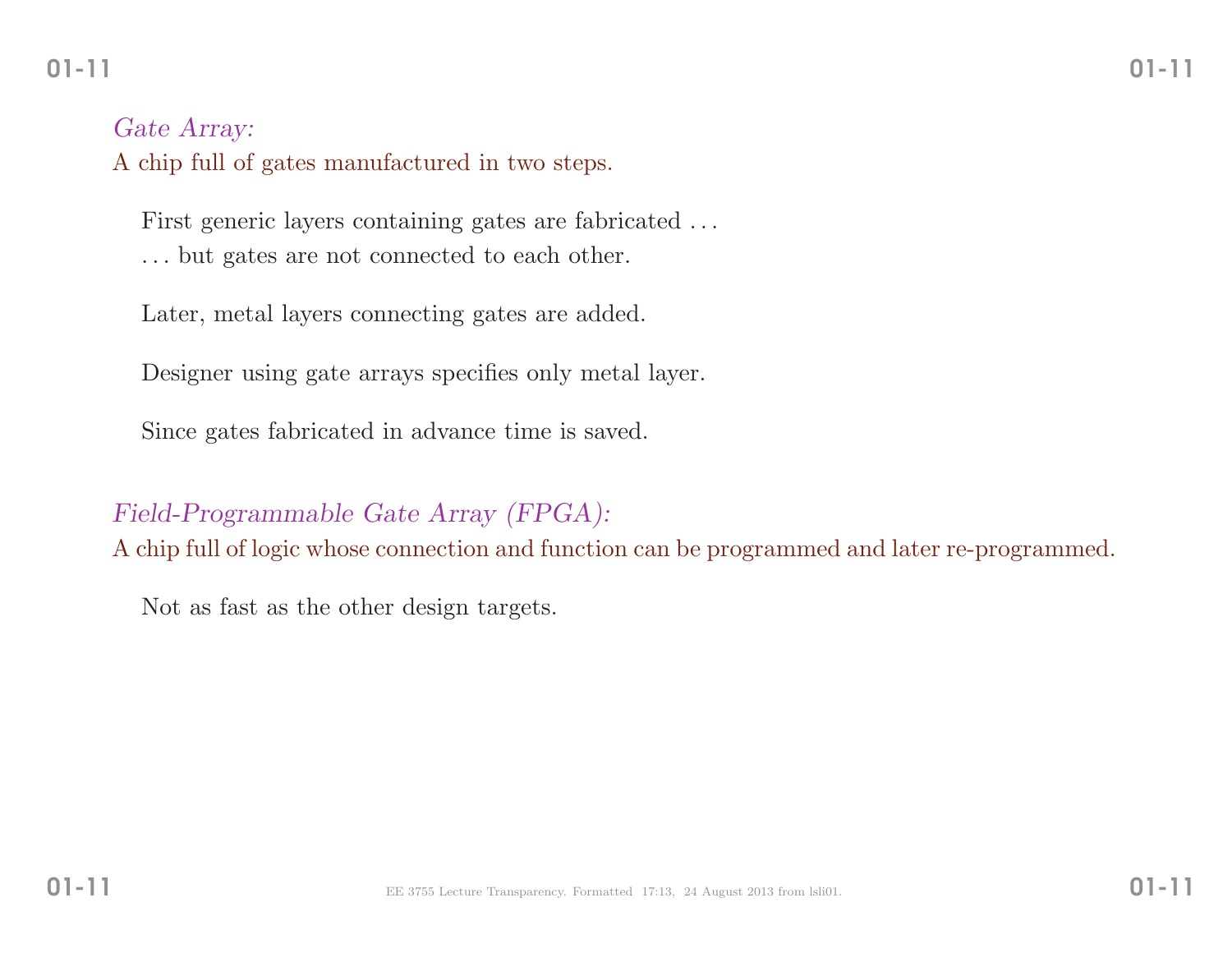*Gate Array:*

A chip full of gates manufactured in two steps.

First generic layers containing gates are fabricated . . .
. . . but gates are not connected to each other.

Later, metal layers connecting gates are added.

Designer using gate arrays specifies only metal layer.

Since gates fabricated in advance time is saved.

*Field-Programmable Gate Array (FPGA):*

A chip full of logic whose connection and function can be programmed and later re-programmed.

Not as fast as the other design targets.